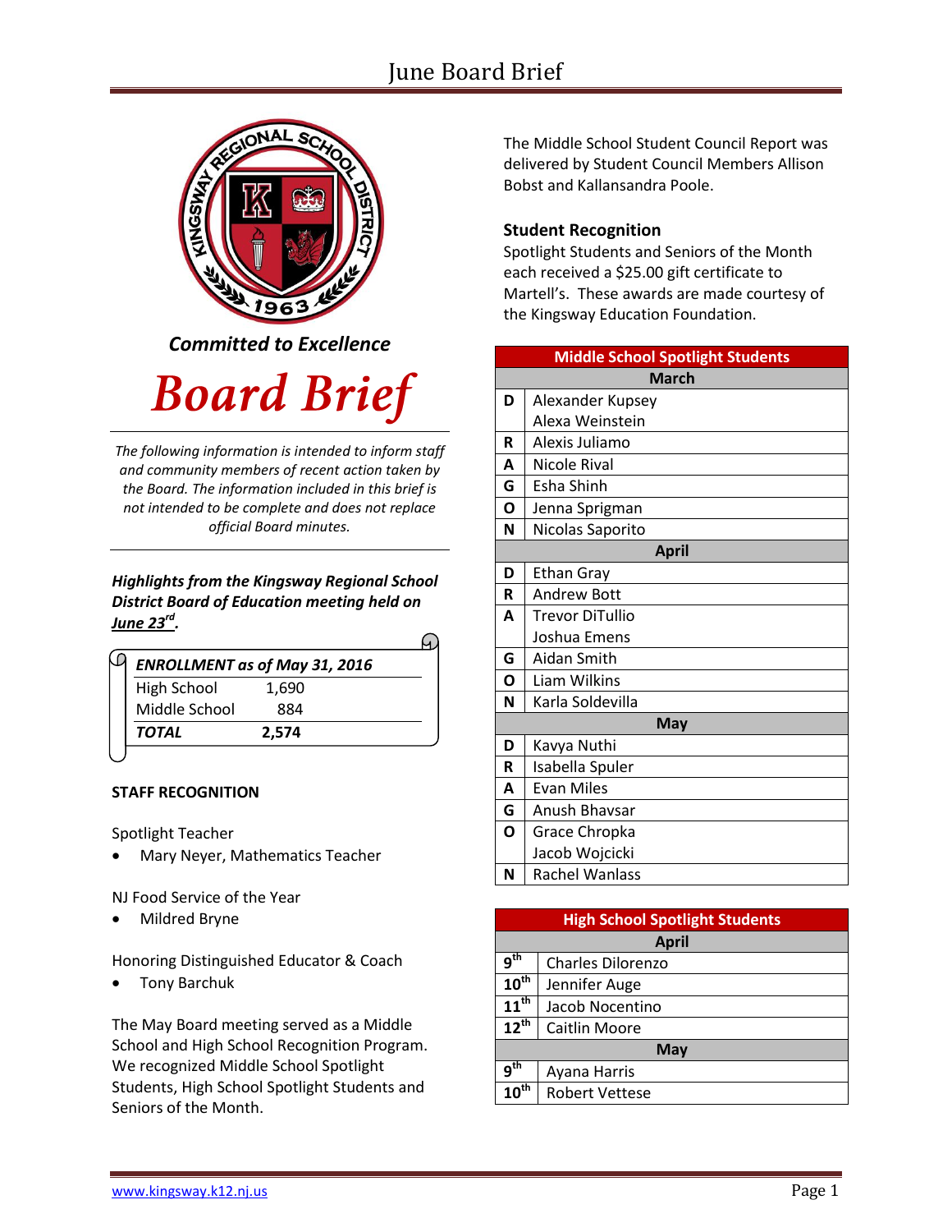Committed to Excellence

# Board Brief

*The following information is intended to inform staff and community members of recent action taken by the Board. The information included in this brief is not intended to be complete and does not replace official Board minutes.*

***Highlights from the Kingsway Regional School District Board of Education meeting held on June 23rd.***

| ***ENROLLMENT as of May 31, 2016*** | |
|---|---|
| High School | 1,690 |
| Middle School | 884 |
| ***TOTAL*** | **2,574** |

**STAFF RECOGNITION**

Spotlight Teacher

- Mary Neyer, Mathematics Teacher

NJ Food Service of the Year

- Mildred Bryne

Honoring Distinguished Educator & Coach

- Tony Barchuk

The May Board meeting served as a Middle School and High School Recognition Program. We recognized Middle School Spotlight Students, High School Spotlight Students and Seniors of the Month.

The Middle School Student Council Report was delivered by Student Council Members Allison Bobst and Kallansandra Poole.

**Student Recognition**

Spotlight Students and Seniors of the Month each received a $25.00 gift certificate to Martell's. These awards are made courtesy of the Kingsway Education Foundation.

| Middle School Spotlight Students | |
|---|---|
| **March** | |
| D | Alexander Kupsey<br>Alexa Weinstein |
| R | Alexis Juliamo |
| A | Nicole Rival |
| G | Esha Shinh |
| O | Jenna Sprigman |
| N | Nicolas Saporito |
| **April** | |
| D | Ethan Gray |
| R | Andrew Bott |
| A | Trevor DiTullio<br>Joshua Emens |
| G | Aidan Smith |
| O | Liam Wilkins |
| N | Karla Soldevilla |
| **May** | |
| D | Kavya Nuthi |
| R | Isabella Spuler |
| A | Evan Miles |
| G | Anush Bhavsar |
| O | Grace Chropka<br>Jacob Wojcicki |
| N | Rachel Wanlass |

| High School Spotlight Students | |
|---|---|
| **April** | |
| 9th | Charles Dilorenzo |
| 10th | Jennifer Auge |
| 11th | Jacob Nocentino |
| 12th | Caitlin Moore |
| **May** | |
| 9th | Ayana Harris |
| 10th | Robert Vettese |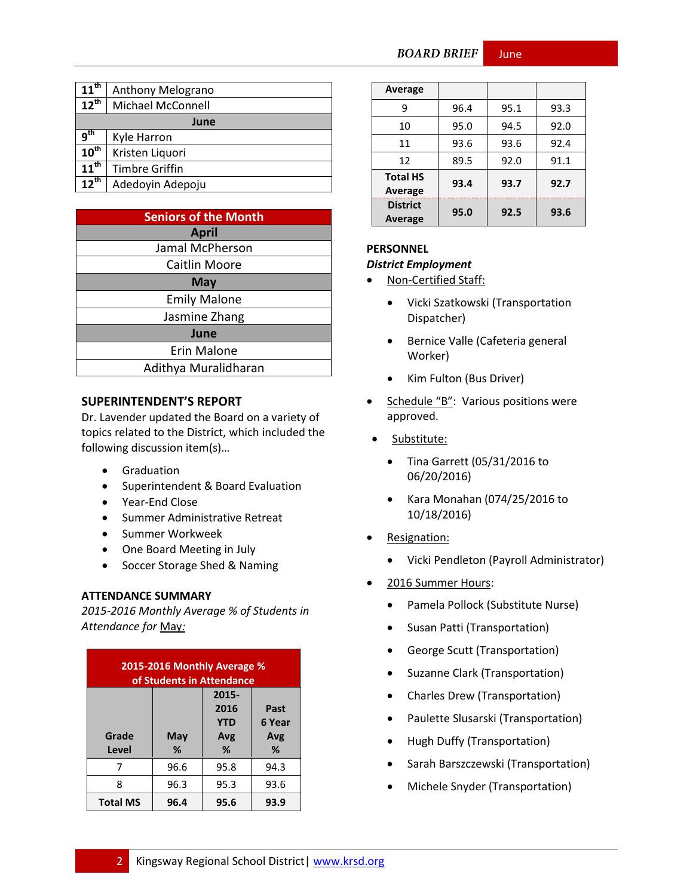| | |
|---|---|
| 11th | Anthony Melograno |
| 12th | Michael McConnell |
| **June** | |
| 9th | Kyle Harron |
| 10th | Kristen Liquori |
| 11th | Timbre Griffin |
| 12th | Adedoyin Adepoju |

| Seniors of the Month |
|---|
| **April** |
| Jamal McPherson |
| Caitlin Moore |
| **May** |
| Emily Malone |
| Jasmine Zhang |
| **June** |
| Erin Malone |
| Adithya Muralidharan |

## SUPERINTENDENT'S REPORT

Dr. Lavender updated the Board on a variety of topics related to the District, which included the following discussion item(s)…

- Graduation
- Superintendent & Board Evaluation
- Year-End Close
- Summer Administrative Retreat
- Summer Workweek
- One Board Meeting in July
- Soccer Storage Shed & Naming

## ATTENDANCE SUMMARY

*2015-2016 Monthly Average % of Students in Attendance for* May:

| Grade Level | May % | 2015-2016 YTD Avg % | Past 6 Year Avg % |
|---|---|---|---|
| 7 | 96.6 | 95.8 | 94.3 |
| 8 | 96.3 | 95.3 | 93.6 |
| **Total MS** | **96.4** | **95.6** | **93.9** |
| **Average** | | | |
| 9 | 96.4 | 95.1 | 93.3 |
| 10 | 95.0 | 94.5 | 92.0 |
| 11 | 93.6 | 93.6 | 92.4 |
| 12 | 89.5 | 92.0 | 91.1 |
| **Total HS Average** | **93.4** | **93.7** | **92.7** |
| **District Average** | **95.0** | **92.5** | **93.6** |

## PERSONNEL

***District Employment***

- Non-Certified Staff:
  - Vicki Szatkowski (Transportation Dispatcher)
  - Bernice Valle (Cafeteria general Worker)
  - Kim Fulton (Bus Driver)
- Schedule "B": Various positions were approved.
- Substitute:
  - Tina Garrett (05/31/2016 to 06/20/2016)
  - Kara Monahan (074/25/2016 to 10/18/2016)
- Resignation:
  - Vicki Pendleton (Payroll Administrator)
- 2016 Summer Hours:
  - Pamela Pollock (Substitute Nurse)
  - Susan Patti (Transportation)
  - George Scutt (Transportation)
  - Suzanne Clark (Transportation)
  - Charles Drew (Transportation)
  - Paulette Slusarski (Transportation)
  - Hugh Duffy (Transportation)
  - Sarah Barszczewski (Transportation)
  - Michele Snyder (Transportation)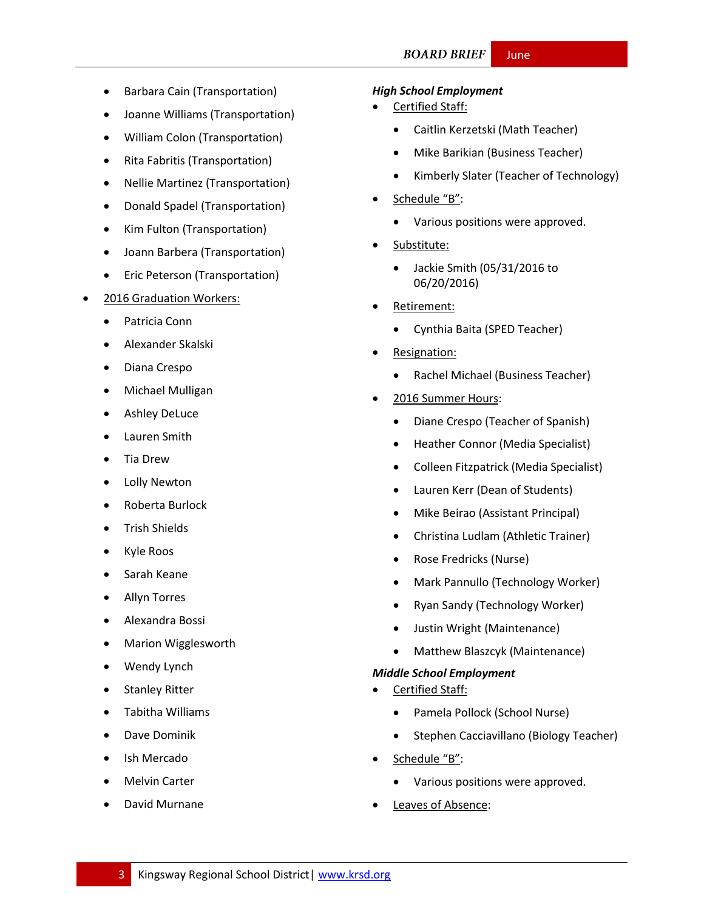- Barbara Cain (Transportation)
- Joanne Williams (Transportation)
- William Colon (Transportation)
- Rita Fabritis (Transportation)
- Nellie Martinez (Transportation)
- Donald Spadel (Transportation)
- Kim Fulton (Transportation)
- Joann Barbera (Transportation)
- Eric Peterson (Transportation)

- 2016 Graduation Workers:
  - Patricia Conn
  - Alexander Skalski
  - Diana Crespo
  - Michael Mulligan
  - Ashley DeLuce
  - Lauren Smith
  - Tia Drew
  - Lolly Newton
  - Roberta Burlock
  - Trish Shields
  - Kyle Roos
  - Sarah Keane
  - Allyn Torres
  - Alexandra Bossi
  - Marion Wigglesworth
  - Wendy Lynch
  - Stanley Ritter
  - Tabitha Williams
  - Dave Dominik
  - Ish Mercado
  - Melvin Carter
  - David Murnane

***High School Employment***

- Certified Staff:
  - Caitlin Kerzetski (Math Teacher)
  - Mike Barikian (Business Teacher)
  - Kimberly Slater (Teacher of Technology)
- Schedule "B":
  - Various positions were approved.
- Substitute:
  - Jackie Smith (05/31/2016 to 06/20/2016)
- Retirement:
  - Cynthia Baita (SPED Teacher)
- Resignation:
  - Rachel Michael (Business Teacher)
- 2016 Summer Hours:
  - Diane Crespo (Teacher of Spanish)
  - Heather Connor (Media Specialist)
  - Colleen Fitzpatrick (Media Specialist)
  - Lauren Kerr (Dean of Students)
  - Mike Beirao (Assistant Principal)
  - Christina Ludlam (Athletic Trainer)
  - Rose Fredricks (Nurse)
  - Mark Pannullo (Technology Worker)
  - Ryan Sandy (Technology Worker)
  - Justin Wright (Maintenance)
  - Matthew Blaszcyk (Maintenance)

***Middle School Employment***

- Certified Staff:
  - Pamela Pollock (School Nurse)
  - Stephen Cacciavillano (Biology Teacher)
- Schedule "B":
  - Various positions were approved.
- Leaves of Absence: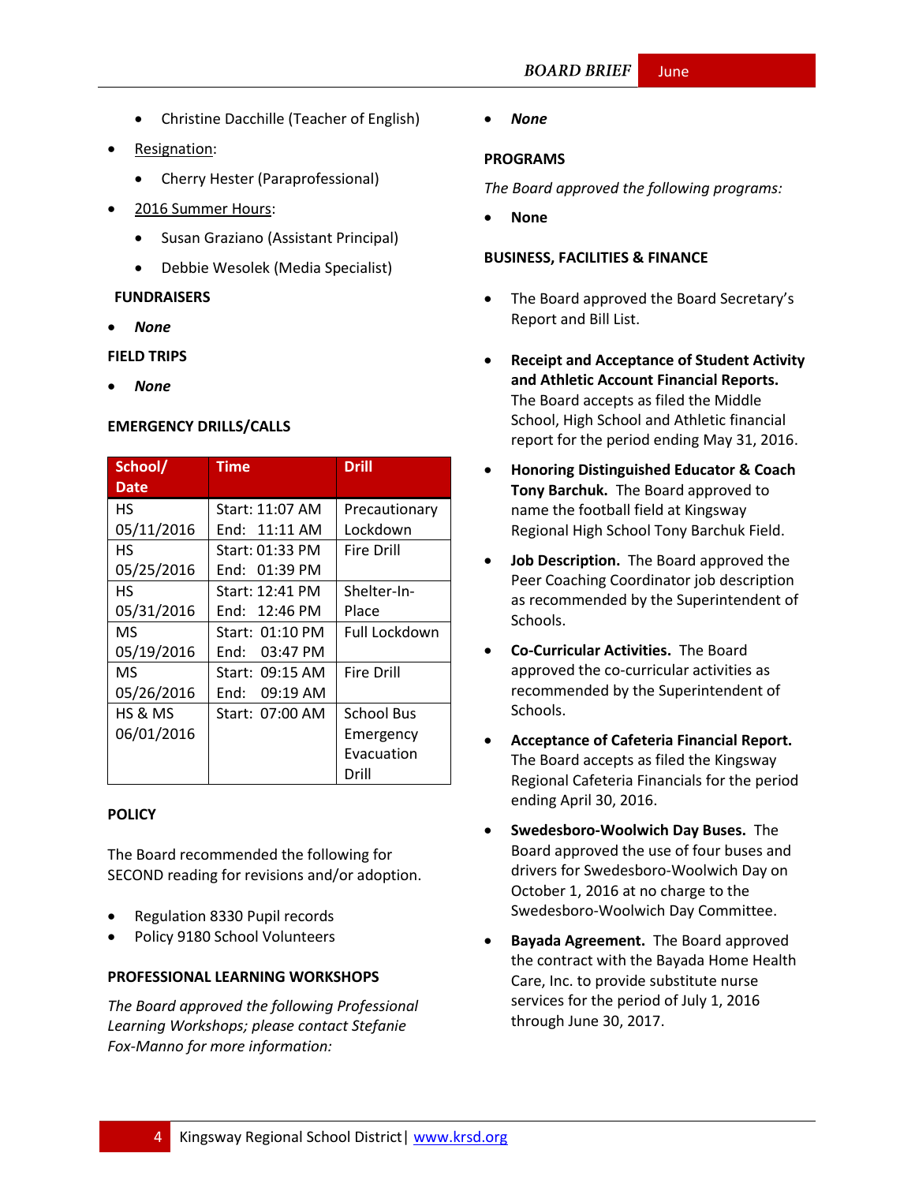- Christine Dacchille (Teacher of English)

- Resignation:
  - Cherry Hester (Paraprofessional)
- 2016 Summer Hours:
  - Susan Graziano (Assistant Principal)
  - Debbie Wesolek (Media Specialist)

### FUNDRAISERS

- *None*

### FIELD TRIPS

- *None*

### EMERGENCY DRILLS/CALLS

| School/ Date | Time | Drill |
|---|---|---|
| HS 05/11/2016 | Start: 11:07 AM End: 11:11 AM | Precautionary Lockdown |
| HS 05/25/2016 | Start: 01:33 PM End: 01:39 PM | Fire Drill |
| HS 05/31/2016 | Start: 12:41 PM End: 12:46 PM | Shelter-In-Place |
| MS 05/19/2016 | Start: 01:10 PM End: 03:47 PM | Full Lockdown |
| MS 05/26/2016 | Start: 09:15 AM End: 09:19 AM | Fire Drill |
| HS & MS 06/01/2016 | Start: 07:00 AM | School Bus Emergency Evacuation Drill |

### POLICY

The Board recommended the following for SECOND reading for revisions and/or adoption.

- Regulation 8330 Pupil records
- Policy 9180 School Volunteers

### PROFESSIONAL LEARNING WORKSHOPS

*The Board approved the following Professional Learning Workshops; please contact Stefanie Fox-Manno for more information:*

- *None*

### PROGRAMS

*The Board approved the following programs:*

- **None**

### BUSINESS, FACILITIES & FINANCE

- The Board approved the Board Secretary's Report and Bill List.

- **Receipt and Acceptance of Student Activity and Athletic Account Financial Reports.** The Board accepts as filed the Middle School, High School and Athletic financial report for the period ending May 31, 2016.

- **Honoring Distinguished Educator & Coach Tony Barchuk.** The Board approved to name the football field at Kingsway Regional High School Tony Barchuk Field.

- **Job Description.** The Board approved the Peer Coaching Coordinator job description as recommended by the Superintendent of Schools.

- **Co-Curricular Activities.** The Board approved the co-curricular activities as recommended by the Superintendent of Schools.

- **Acceptance of Cafeteria Financial Report.** The Board accepts as filed the Kingsway Regional Cafeteria Financials for the period ending April 30, 2016.

- **Swedesboro-Woolwich Day Buses.** The Board approved the use of four buses and drivers for Swedesboro-Woolwich Day on October 1, 2016 at no charge to the Swedesboro-Woolwich Day Committee.

- **Bayada Agreement.** The Board approved the contract with the Bayada Home Health Care, Inc. to provide substitute nurse services for the period of July 1, 2016 through June 30, 2017.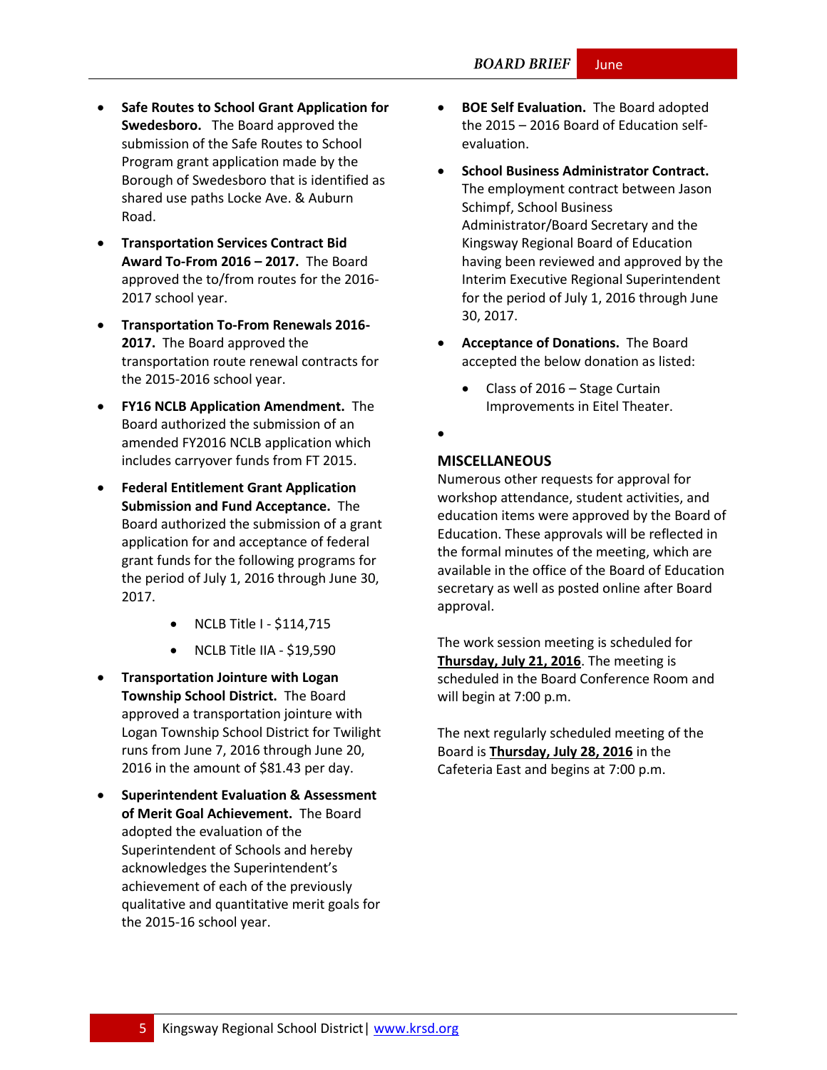- **Safe Routes to School Grant Application for Swedesboro.** The Board approved the submission of the Safe Routes to School Program grant application made by the Borough of Swedesboro that is identified as shared use paths Locke Ave. & Auburn Road.
- **Transportation Services Contract Bid Award To-From 2016 – 2017.** The Board approved the to/from routes for the 2016-2017 school year.
- **Transportation To-From Renewals 2016-2017.** The Board approved the transportation route renewal contracts for the 2015-2016 school year.
- **FY16 NCLB Application Amendment.** The Board authorized the submission of an amended FY2016 NCLB application which includes carryover funds from FT 2015.
- **Federal Entitlement Grant Application Submission and Fund Acceptance.** The Board authorized the submission of a grant application for and acceptance of federal grant funds for the following programs for the period of July 1, 2016 through June 30, 2017.
  - NCLB Title I - $114,715
  - NCLB Title IIA - $19,590
- **Transportation Jointure with Logan Township School District.** The Board approved a transportation jointure with Logan Township School District for Twilight runs from June 7, 2016 through June 20, 2016 in the amount of $81.43 per day.
- **Superintendent Evaluation & Assessment of Merit Goal Achievement.** The Board adopted the evaluation of the Superintendent of Schools and hereby acknowledges the Superintendent's achievement of each of the previously qualitative and quantitative merit goals for the 2015-16 school year.
- **BOE Self Evaluation.** The Board adopted the 2015 – 2016 Board of Education self-evaluation.
- **School Business Administrator Contract.** The employment contract between Jason Schimpf, School Business Administrator/Board Secretary and the Kingsway Regional Board of Education having been reviewed and approved by the Interim Executive Regional Superintendent for the period of July 1, 2016 through June 30, 2017.
- **Acceptance of Donations.** The Board accepted the below donation as listed:
  - Class of 2016 – Stage Curtain Improvements in Eitel Theater.

## MISCELLANEOUS

Numerous other requests for approval for workshop attendance, student activities, and education items were approved by the Board of Education. These approvals will be reflected in the formal minutes of the meeting, which are available in the office of the Board of Education secretary as well as posted online after Board approval.

The work session meeting is scheduled for **Thursday, July 21, 2016**. The meeting is scheduled in the Board Conference Room and will begin at 7:00 p.m.

The next regularly scheduled meeting of the Board is **Thursday, July 28, 2016** in the Cafeteria East and begins at 7:00 p.m.